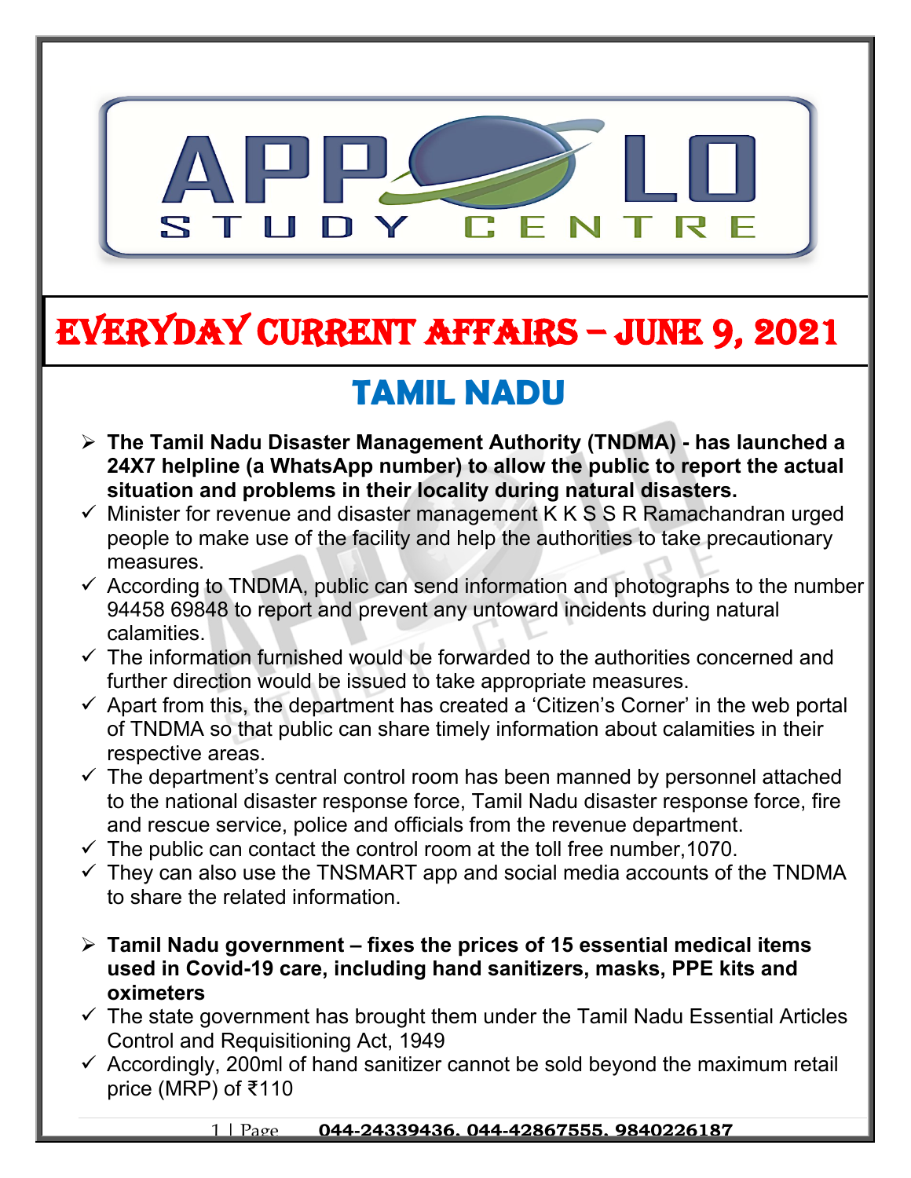# EVERYDAY CURRENT AFFAIRS – JUNE 9, 2021

## TAMIL NADU

- **The Tamil Nadu Disaster Management Authority (TNDMA) - has launched a 24X7 helpline (a WhatsApp number) to allow the public to report the actual situation and problems in their locality during natural disasters.**
  - ✓ Minister for revenue and disaster management K K S S R Ramachandran urged people to make use of the facility and help the authorities to take precautionary measures.
  - ✓ According to TNDMA, public can send information and photographs to the number 94458 69848 to report and prevent any untoward incidents during natural calamities.
  - ✓ The information furnished would be forwarded to the authorities concerned and further direction would be issued to take appropriate measures.
  - ✓ Apart from this, the department has created a 'Citizen's Corner' in the web portal of TNDMA so that public can share timely information about calamities in their respective areas.
  - ✓ The department's central control room has been manned by personnel attached to the national disaster response force, Tamil Nadu disaster response force, fire and rescue service, police and officials from the revenue department.
  - ✓ The public can contact the control room at the toll free number,1070.
  - ✓ They can also use the TNSMART app and social media accounts of the TNDMA to share the related information.

- **Tamil Nadu government – fixes the prices of 15 essential medical items used in Covid-19 care, including hand sanitizers, masks, PPE kits and oximeters**
  - ✓ The state government has brought them under the Tamil Nadu Essential Articles Control and Requisitioning Act, 1949
  - ✓ Accordingly, 200ml of hand sanitizer cannot be sold beyond the maximum retail price (MRP) of ₹110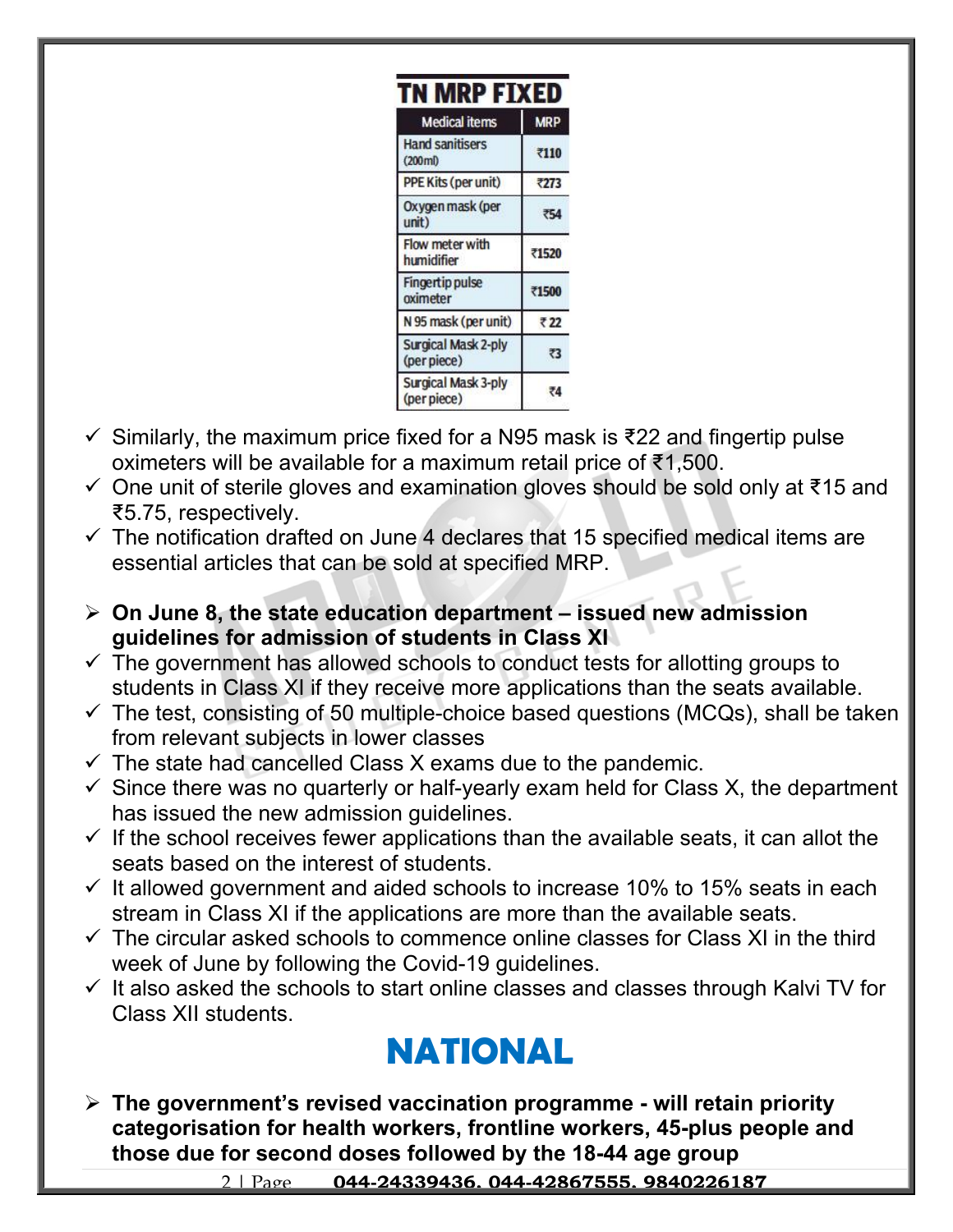**TN MRP FIXED**

| Medical items | MRP |
|---|---|
| Hand sanitisers (200ml) | ₹110 |
| PPE Kits (per unit) | ₹273 |
| Oxygen mask (per unit) | ₹54 |
| Flow meter with humidifier | ₹1520 |
| Fingertip pulse oximeter | ₹1500 |
| N 95 mask (per unit) | ₹ 22 |
| Surgical Mask 2-ply (per piece) | ₹3 |
| Surgical Mask 3-ply (per piece) | ₹4 |

- ✓ Similarly, the maximum price fixed for a N95 mask is ₹22 and fingertip pulse oximeters will be available for a maximum retail price of ₹1,500.
- ✓ One unit of sterile gloves and examination gloves should be sold only at ₹15 and ₹5.75, respectively.
- ✓ The notification drafted on June 4 declares that 15 specified medical items are essential articles that can be sold at specified MRP.

- ➢ **On June 8, the state education department – issued new admission guidelines for admission of students in Class XI**
- ✓ The government has allowed schools to conduct tests for allotting groups to students in Class XI if they receive more applications than the seats available.
- ✓ The test, consisting of 50 multiple-choice based questions (MCQs), shall be taken from relevant subjects in lower classes
- ✓ The state had cancelled Class X exams due to the pandemic.
- ✓ Since there was no quarterly or half-yearly exam held for Class X, the department has issued the new admission guidelines.
- ✓ If the school receives fewer applications than the available seats, it can allot the seats based on the interest of students.
- ✓ It allowed government and aided schools to increase 10% to 15% seats in each stream in Class XI if the applications are more than the available seats.
- ✓ The circular asked schools to commence online classes for Class XI in the third week of June by following the Covid-19 guidelines.
- ✓ It also asked the schools to start online classes and classes through Kalvi TV for Class XII students.

# NATIONAL

- ➢ **The government's revised vaccination programme - will retain priority categorisation for health workers, frontline workers, 45-plus people and those due for second doses followed by the 18-44 age group**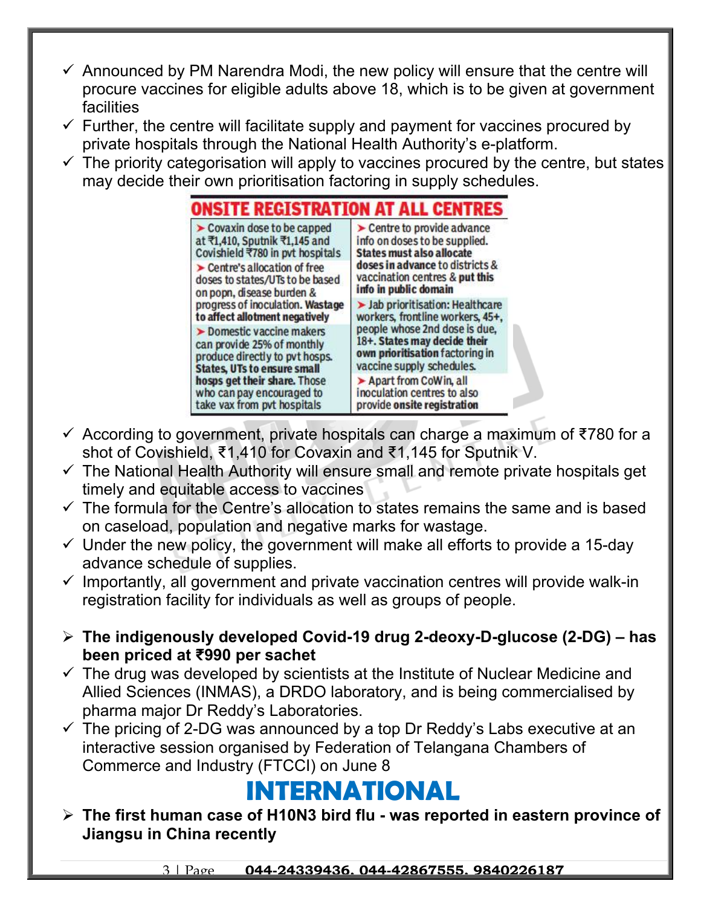- ✓ Announced by PM Narendra Modi, the new policy will ensure that the centre will procure vaccines for eligible adults above 18, which is to be given at government facilities
- ✓ Further, the centre will facilitate supply and payment for vaccines procured by private hospitals through the National Health Authority's e-platform.
- ✓ The priority categorisation will apply to vaccines procured by the centre, but states may decide their own prioritisation factoring in supply schedules.

**ONSITE REGISTRATION AT ALL CENTRES**

| | |
|---|---|
| ➤ Covaxin dose to be capped at ₹1,410, Sputnik ₹1,145 and Covishield ₹780 in pvt hospitals | ➤ Centre to provide advance info on doses to be supplied. **States must also allocate doses in advance** to districts & vaccination centres & **put this info in public domain** |
| ➤ Centre's allocation of free doses to states/UTs to be based on popn, disease burden & progress of inoculation. **Wastage to affect allotment negatively** | ➤ Jab prioritisation: Healthcare workers, frontline workers, 45+, people whose 2nd dose is due, 18+. **States may decide their own prioritisation** factoring in vaccine supply schedules. |
| ➤ Domestic vaccine makers can provide 25% of monthly produce directly to pvt hosps. **States, UTs to ensure small hosps get their share.** Those who can pay encouraged to take vax from pvt hospitals | ➤ Apart from CoWin, all inoculation centres to also provide **onsite registration** |

- ✓ According to government, private hospitals can charge a maximum of ₹780 for a shot of Covishield, ₹1,410 for Covaxin and ₹1,145 for Sputnik V.
- ✓ The National Health Authority will ensure small and remote private hospitals get timely and equitable access to vaccines
- ✓ The formula for the Centre's allocation to states remains the same and is based on caseload, population and negative marks for wastage.
- ✓ Under the new policy, the government will make all efforts to provide a 15-day advance schedule of supplies.
- ✓ Importantly, all government and private vaccination centres will provide walk-in registration facility for individuals as well as groups of people.

➤ **The indigenously developed Covid-19 drug 2-deoxy-D-glucose (2-DG) – has been priced at ₹990 per sachet**

- ✓ The drug was developed by scientists at the Institute of Nuclear Medicine and Allied Sciences (INMAS), a DRDO laboratory, and is being commercialised by pharma major Dr Reddy's Laboratories.
- ✓ The pricing of 2-DG was announced by a top Dr Reddy's Labs executive at an interactive session organised by Federation of Telangana Chambers of Commerce and Industry (FTCCI) on June 8

# INTERNATIONAL

➤ **The first human case of H10N3 bird flu - was reported in eastern province of Jiangsu in China recently**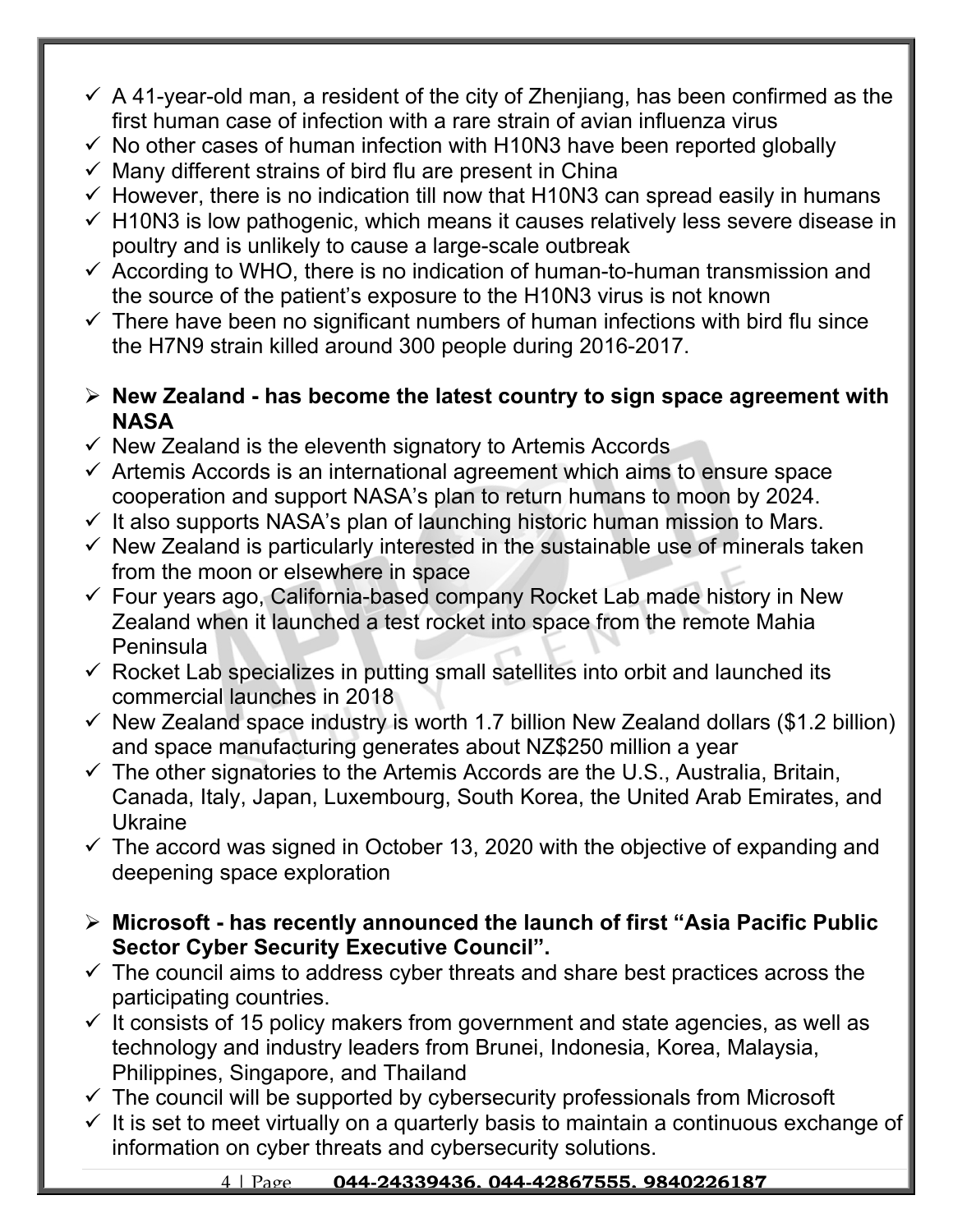- ✓ A 41-year-old man, a resident of the city of Zhenjiang, has been confirmed as the first human case of infection with a rare strain of avian influenza virus
- ✓ No other cases of human infection with H10N3 have been reported globally
- ✓ Many different strains of bird flu are present in China
- ✓ However, there is no indication till now that H10N3 can spread easily in humans
- ✓ H10N3 is low pathogenic, which means it causes relatively less severe disease in poultry and is unlikely to cause a large-scale outbreak
- ✓ According to WHO, there is no indication of human-to-human transmission and the source of the patient's exposure to the H10N3 virus is not known
- ✓ There have been no significant numbers of human infections with bird flu since the H7N9 strain killed around 300 people during 2016-2017.

- ➢ **New Zealand - has become the latest country to sign space agreement with NASA**
- ✓ New Zealand is the eleventh signatory to Artemis Accords
- ✓ Artemis Accords is an international agreement which aims to ensure space cooperation and support NASA's plan to return humans to moon by 2024.
- ✓ It also supports NASA's plan of launching historic human mission to Mars.
- ✓ New Zealand is particularly interested in the sustainable use of minerals taken from the moon or elsewhere in space
- ✓ Four years ago, California-based company Rocket Lab made history in New Zealand when it launched a test rocket into space from the remote Mahia Peninsula
- ✓ Rocket Lab specializes in putting small satellites into orbit and launched its commercial launches in 2018
- ✓ New Zealand space industry is worth 1.7 billion New Zealand dollars ($1.2 billion) and space manufacturing generates about NZ$250 million a year
- ✓ The other signatories to the Artemis Accords are the U.S., Australia, Britain, Canada, Italy, Japan, Luxembourg, South Korea, the United Arab Emirates, and Ukraine
- ✓ The accord was signed in October 13, 2020 with the objective of expanding and deepening space exploration

- ➢ **Microsoft - has recently announced the launch of first "Asia Pacific Public Sector Cyber Security Executive Council".**
- ✓ The council aims to address cyber threats and share best practices across the participating countries.
- ✓ It consists of 15 policy makers from government and state agencies, as well as technology and industry leaders from Brunei, Indonesia, Korea, Malaysia, Philippines, Singapore, and Thailand
- ✓ The council will be supported by cybersecurity professionals from Microsoft
- ✓ It is set to meet virtually on a quarterly basis to maintain a continuous exchange of information on cyber threats and cybersecurity solutions.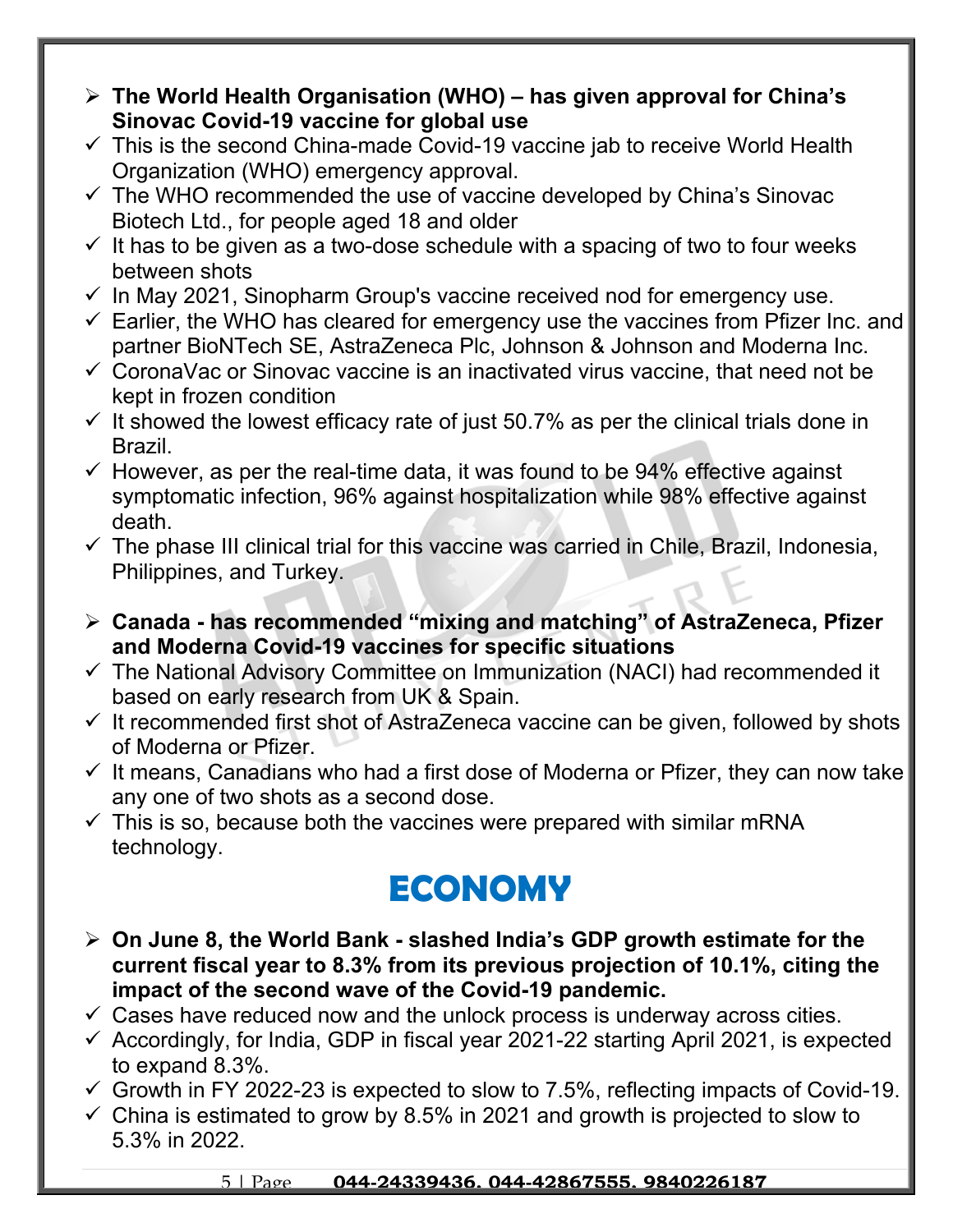- **The World Health Organisation (WHO) – has given approval for China's Sinovac Covid-19 vaccine for global use**
  - ✓ This is the second China-made Covid-19 vaccine jab to receive World Health Organization (WHO) emergency approval.
  - ✓ The WHO recommended the use of vaccine developed by China's Sinovac Biotech Ltd., for people aged 18 and older
  - ✓ It has to be given as a two-dose schedule with a spacing of two to four weeks between shots
  - ✓ In May 2021, Sinopharm Group's vaccine received nod for emergency use.
  - ✓ Earlier, the WHO has cleared for emergency use the vaccines from Pfizer Inc. and partner BioNTech SE, AstraZeneca Plc, Johnson & Johnson and Moderna Inc.
  - ✓ CoronaVac or Sinovac vaccine is an inactivated virus vaccine, that need not be kept in frozen condition
  - ✓ It showed the lowest efficacy rate of just 50.7% as per the clinical trials done in Brazil.
  - ✓ However, as per the real-time data, it was found to be 94% effective against symptomatic infection, 96% against hospitalization while 98% effective against death.
  - ✓ The phase III clinical trial for this vaccine was carried in Chile, Brazil, Indonesia, Philippines, and Turkey.

- **Canada - has recommended "mixing and matching" of AstraZeneca, Pfizer and Moderna Covid-19 vaccines for specific situations**
  - ✓ The National Advisory Committee on Immunization (NACI) had recommended it based on early research from UK & Spain.
  - ✓ It recommended first shot of AstraZeneca vaccine can be given, followed by shots of Moderna or Pfizer.
  - ✓ It means, Canadians who had a first dose of Moderna or Pfizer, they can now take any one of two shots as a second dose.
  - ✓ This is so, because both the vaccines were prepared with similar mRNA technology.

# ECONOMY

- **On June 8, the World Bank - slashed India's GDP growth estimate for the current fiscal year to 8.3% from its previous projection of 10.1%, citing the impact of the second wave of the Covid-19 pandemic.**
  - ✓ Cases have reduced now and the unlock process is underway across cities.
  - ✓ Accordingly, for India, GDP in fiscal year 2021-22 starting April 2021, is expected to expand 8.3%.
  - ✓ Growth in FY 2022-23 is expected to slow to 7.5%, reflecting impacts of Covid-19.
  - ✓ China is estimated to grow by 8.5% in 2021 and growth is projected to slow to 5.3% in 2022.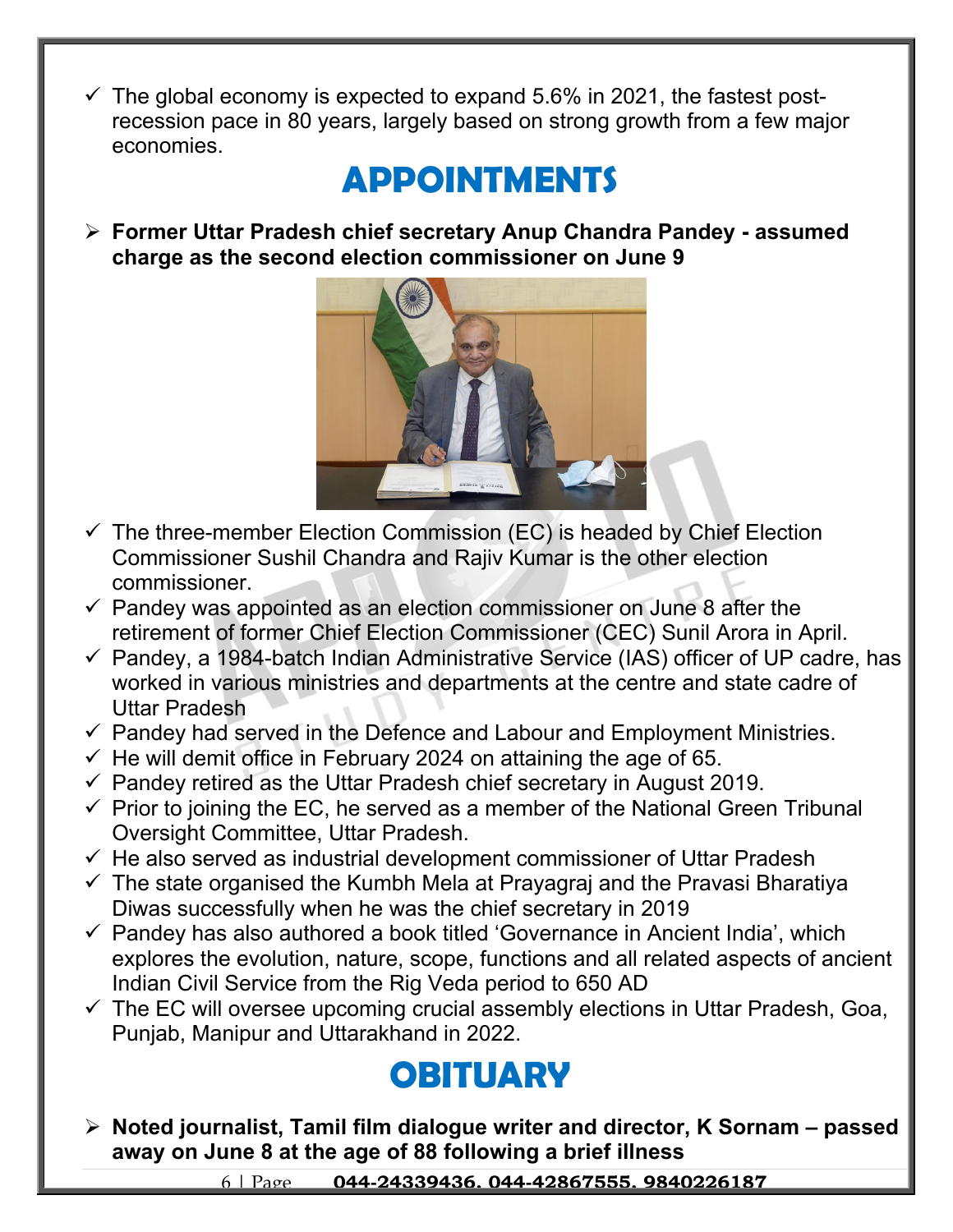- The global economy is expected to expand 5.6% in 2021, the fastest post-recession pace in 80 years, largely based on strong growth from a few major economies.

# APPOINTMENTS

- **Former Uttar Pradesh chief secretary Anup Chandra Pandey - assumed charge as the second election commissioner on June 9**

- The three-member Election Commission (EC) is headed by Chief Election Commissioner Sushil Chandra and Rajiv Kumar is the other election commissioner.
- Pandey was appointed as an election commissioner on June 8 after the retirement of former Chief Election Commissioner (CEC) Sunil Arora in April.
- Pandey, a 1984-batch Indian Administrative Service (IAS) officer of UP cadre, has worked in various ministries and departments at the centre and state cadre of Uttar Pradesh
- Pandey had served in the Defence and Labour and Employment Ministries.
- He will demit office in February 2024 on attaining the age of 65.
- Pandey retired as the Uttar Pradesh chief secretary in August 2019.
- Prior to joining the EC, he served as a member of the National Green Tribunal Oversight Committee, Uttar Pradesh.
- He also served as industrial development commissioner of Uttar Pradesh
- The state organised the Kumbh Mela at Prayagraj and the Pravasi Bharatiya Diwas successfully when he was the chief secretary in 2019
- Pandey has also authored a book titled 'Governance in Ancient India', which explores the evolution, nature, scope, functions and all related aspects of ancient Indian Civil Service from the Rig Veda period to 650 AD
- The EC will oversee upcoming crucial assembly elections in Uttar Pradesh, Goa, Punjab, Manipur and Uttarakhand in 2022.

# OBITUARY

- **Noted journalist, Tamil film dialogue writer and director, K Sornam – passed away on June 8 at the age of 88 following a brief illness**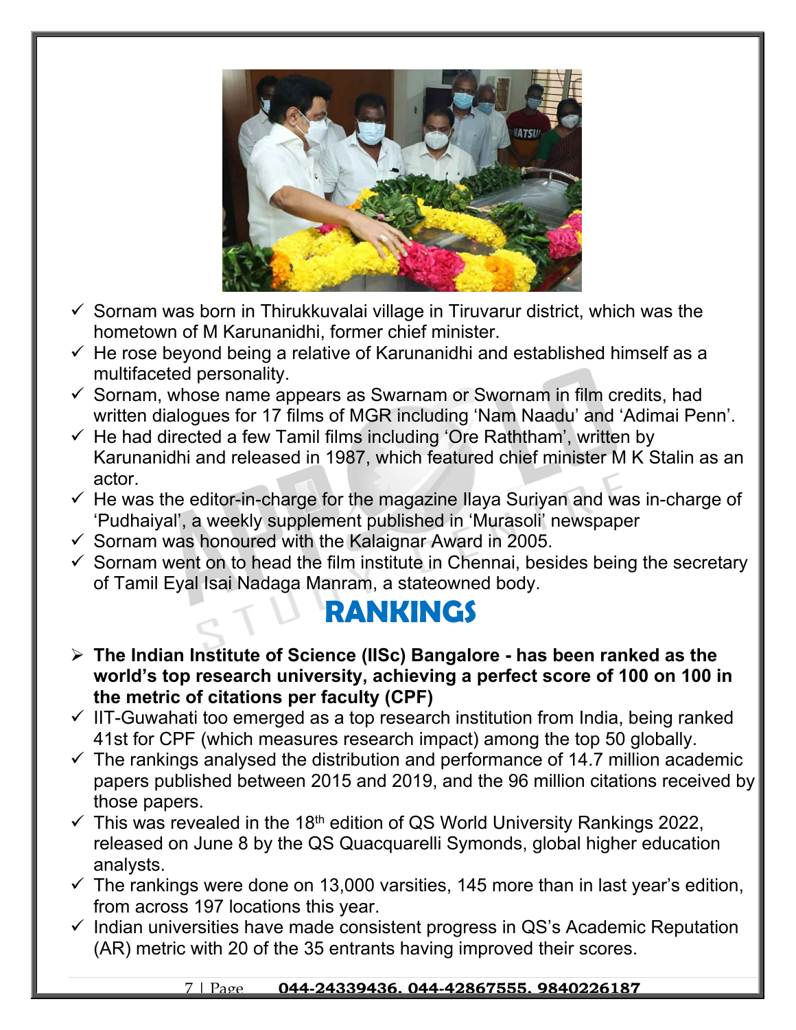- ✓ Sornam was born in Thirukkuvalai village in Tiruvarur district, which was the hometown of M Karunanidhi, former chief minister.
- ✓ He rose beyond being a relative of Karunanidhi and established himself as a multifaceted personality.
- ✓ Sornam, whose name appears as Swarnam or Swornam in film credits, had written dialogues for 17 films of MGR including 'Nam Naadu' and 'Adimai Penn'.
- ✓ He had directed a few Tamil films including 'Ore Raththam', written by Karunanidhi and released in 1987, which featured chief minister M K Stalin as an actor.
- ✓ He was the editor-in-charge for the magazine Ilaya Suriyan and was in-charge of 'Pudhaiyal', a weekly supplement published in 'Murasoli' newspaper
- ✓ Sornam was honoured with the Kalaignar Award in 2005.
- ✓ Sornam went on to head the film institute in Chennai, besides being the secretary of Tamil Eyal Isai Nadaga Manram, a stateowned body.

# RANKINGS

- **The Indian Institute of Science (IISc) Bangalore - has been ranked as the world's top research university, achieving a perfect score of 100 on 100 in the metric of citations per faculty (CPF)**
- ✓ IIT-Guwahati too emerged as a top research institution from India, being ranked 41st for CPF (which measures research impact) among the top 50 globally.
- ✓ The rankings analysed the distribution and performance of 14.7 million academic papers published between 2015 and 2019, and the 96 million citations received by those papers.
- ✓ This was revealed in the 18th edition of QS World University Rankings 2022, released on June 8 by the QS Quacquarelli Symonds, global higher education analysts.
- ✓ The rankings were done on 13,000 varsities, 145 more than in last year's edition, from across 197 locations this year.
- ✓ Indian universities have made consistent progress in QS's Academic Reputation (AR) metric with 20 of the 35 entrants having improved their scores.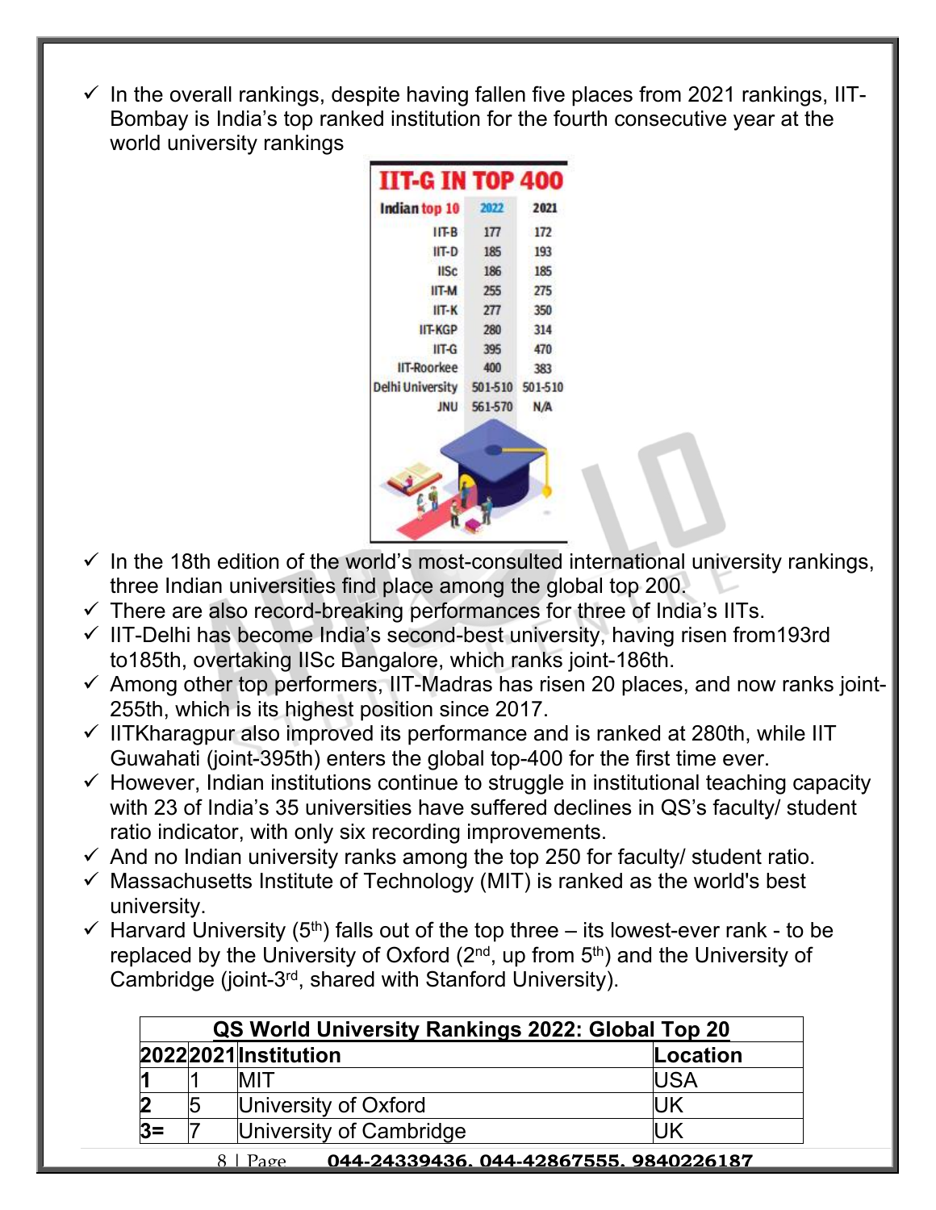- ✓ In the overall rankings, despite having fallen five places from 2021 rankings, IIT-Bombay is India's top ranked institution for the fourth consecutive year at the world university rankings

**IIT-G IN TOP 400**

| Indian top 10 | 2022 | 2021 |
|---|---|---|
| IIT-B | 177 | 172 |
| IIT-D | 185 | 193 |
| IISc | 186 | 185 |
| IIT-M | 255 | 275 |
| IIT-K | 277 | 350 |
| IIT-KGP | 280 | 314 |
| IIT-G | 395 | 470 |
| IIT-Roorkee | 400 | 383 |
| Delhi University | 501-510 | 501-510 |
| JNU | 561-570 | N/A |

- ✓ In the 18th edition of the world's most-consulted international university rankings, three Indian universities find place among the global top 200.
- ✓ There are also record-breaking performances for three of India's IITs.
- ✓ IIT-Delhi has become India's second-best university, having risen from193rd to185th, overtaking IISc Bangalore, which ranks joint-186th.
- ✓ Among other top performers, IIT-Madras has risen 20 places, and now ranks joint-255th, which is its highest position since 2017.
- ✓ IITKharagpur also improved its performance and is ranked at 280th, while IIT Guwahati (joint-395th) enters the global top-400 for the first time ever.
- ✓ However, Indian institutions continue to struggle in institutional teaching capacity with 23 of India's 35 universities have suffered declines in QS's faculty/ student ratio indicator, with only six recording improvements.
- ✓ And no Indian university ranks among the top 250 for faculty/ student ratio.
- ✓ Massachusetts Institute of Technology (MIT) is ranked as the world's best university.
- ✓ Harvard University (5th) falls out of the top three – its lowest-ever rank - to be replaced by the University of Oxford (2nd, up from 5th) and the University of Cambridge (joint-3rd, shared with Stanford University).

**QS World University Rankings 2022: Global Top 20**

| 2022 | 2021 | Institution | Location |
|---|---|---|---|
| **1** | 1 | MIT | USA |
| **2** | 5 | University of Oxford | UK |
| **3=** | 7 | University of Cambridge | UK |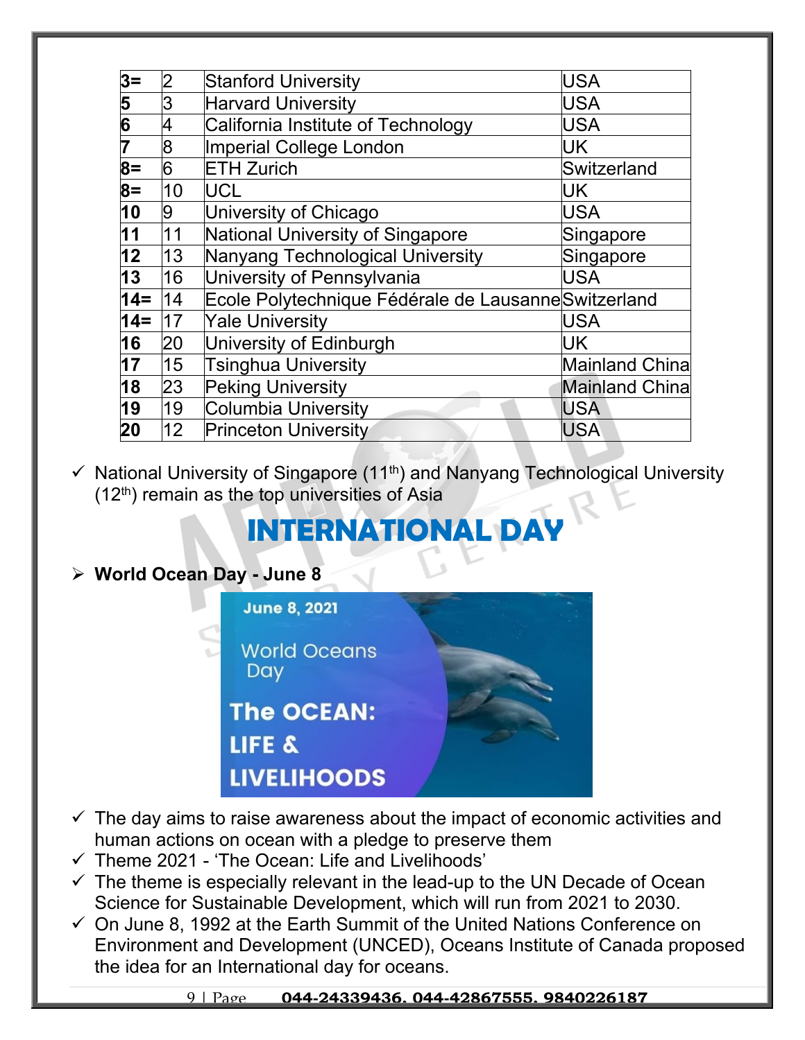| 3= | 2 | Stanford University | USA |
|---|---|---|---|
| 5 | 3 | Harvard University | USA |
| 6 | 4 | California Institute of Technology | USA |
| 7 | 8 | Imperial College London | UK |
| 8= | 6 | ETH Zurich | Switzerland |
| 8= | 10 | UCL | UK |
| 10 | 9 | University of Chicago | USA |
| 11 | 11 | National University of Singapore | Singapore |
| 12 | 13 | Nanyang Technological University | Singapore |
| 13 | 16 | University of Pennsylvania | USA |
| 14= | 14 | Ecole Polytechnique Fédérale de Lausanne | Switzerland |
| 14= | 17 | Yale University | USA |
| 16 | 20 | University of Edinburgh | UK |
| 17 | 15 | Tsinghua University | Mainland China |
| 18 | 23 | Peking University | Mainland China |
| 19 | 19 | Columbia University | USA |
| 20 | 12 | Princeton University | USA |

- ✓ National University of Singapore (11th) and Nanyang Technological University (12th) remain as the top universities of Asia

# INTERNATIONAL DAY

- **World Ocean Day - June 8**

June 8, 2021

World Oceans Day

The OCEAN: LIFE & LIVELIHOODS

- ✓ The day aims to raise awareness about the impact of economic activities and human actions on ocean with a pledge to preserve them
- ✓ Theme 2021 - 'The Ocean: Life and Livelihoods'
- ✓ The theme is especially relevant in the lead-up to the UN Decade of Ocean Science for Sustainable Development, which will run from 2021 to 2030.
- ✓ On June 8, 1992 at the Earth Summit of the United Nations Conference on Environment and Development (UNCED), Oceans Institute of Canada proposed the idea for an International day for oceans.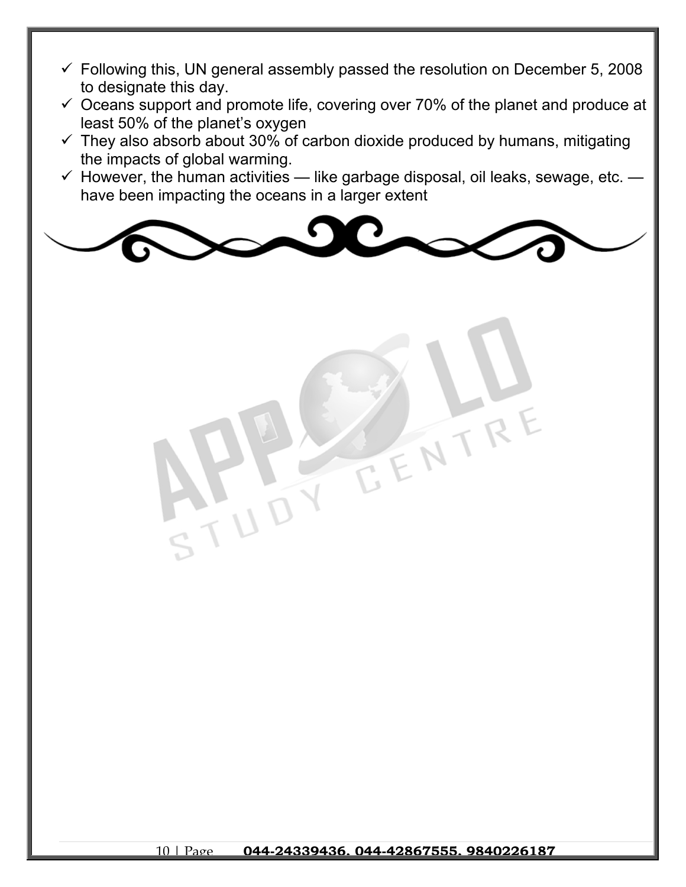- ✓ Following this, UN general assembly passed the resolution on December 5, 2008 to designate this day.
- ✓ Oceans support and promote life, covering over 70% of the planet and produce at least 50% of the planet's oxygen
- ✓ They also absorb about 30% of carbon dioxide produced by humans, mitigating the impacts of global warming.
- ✓ However, the human activities — like garbage disposal, oil leaks, sewage, etc. — have been impacting the oceans in a larger extent